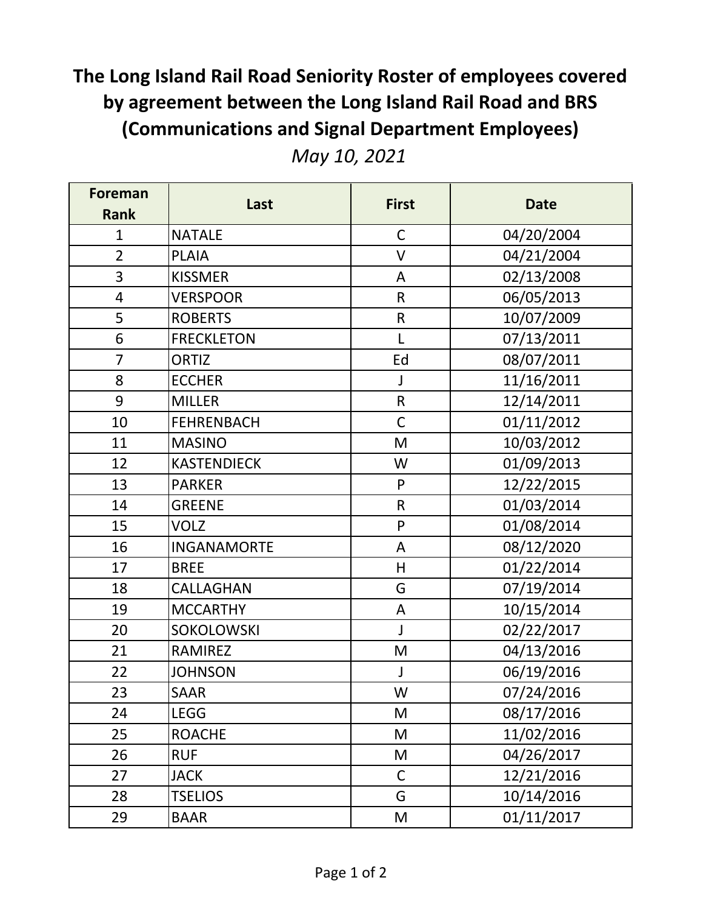# The Long Island Rail Road Seniority Roster of employees covered by agreement between the Long Island Rail Road and BRS (Communications and Signal Department Employees)

*May 10, 2021*

| Foreman Rank | Last | First | Date |
|---|---|---|---|
| 1 | NATALE | C | 04/20/2004 |
| 2 | PLAIA | V | 04/21/2004 |
| 3 | KISSMER | A | 02/13/2008 |
| 4 | VERSPOOR | R | 06/05/2013 |
| 5 | ROBERTS | R | 10/07/2009 |
| 6 | FRECKLETON | L | 07/13/2011 |
| 7 | ORTIZ | Ed | 08/07/2011 |
| 8 | ECCHER | J | 11/16/2011 |
| 9 | MILLER | R | 12/14/2011 |
| 10 | FEHRENBACH | C | 01/11/2012 |
| 11 | MASINO | M | 10/03/2012 |
| 12 | KASTENDIECK | W | 01/09/2013 |
| 13 | PARKER | P | 12/22/2015 |
| 14 | GREENE | R | 01/03/2014 |
| 15 | VOLZ | P | 01/08/2014 |
| 16 | INGANAMORTE | A | 08/12/2020 |
| 17 | BREE | H | 01/22/2014 |
| 18 | CALLAGHAN | G | 07/19/2014 |
| 19 | MCCARTHY | A | 10/15/2014 |
| 20 | SOKOLOWSKI | J | 02/22/2017 |
| 21 | RAMIREZ | M | 04/13/2016 |
| 22 | JOHNSON | J | 06/19/2016 |
| 23 | SAAR | W | 07/24/2016 |
| 24 | LEGG | M | 08/17/2016 |
| 25 | ROACHE | M | 11/02/2016 |
| 26 | RUF | M | 04/26/2017 |
| 27 | JACK | C | 12/21/2016 |
| 28 | TSELIOS | G | 10/14/2016 |
| 29 | BAAR | M | 01/11/2017 |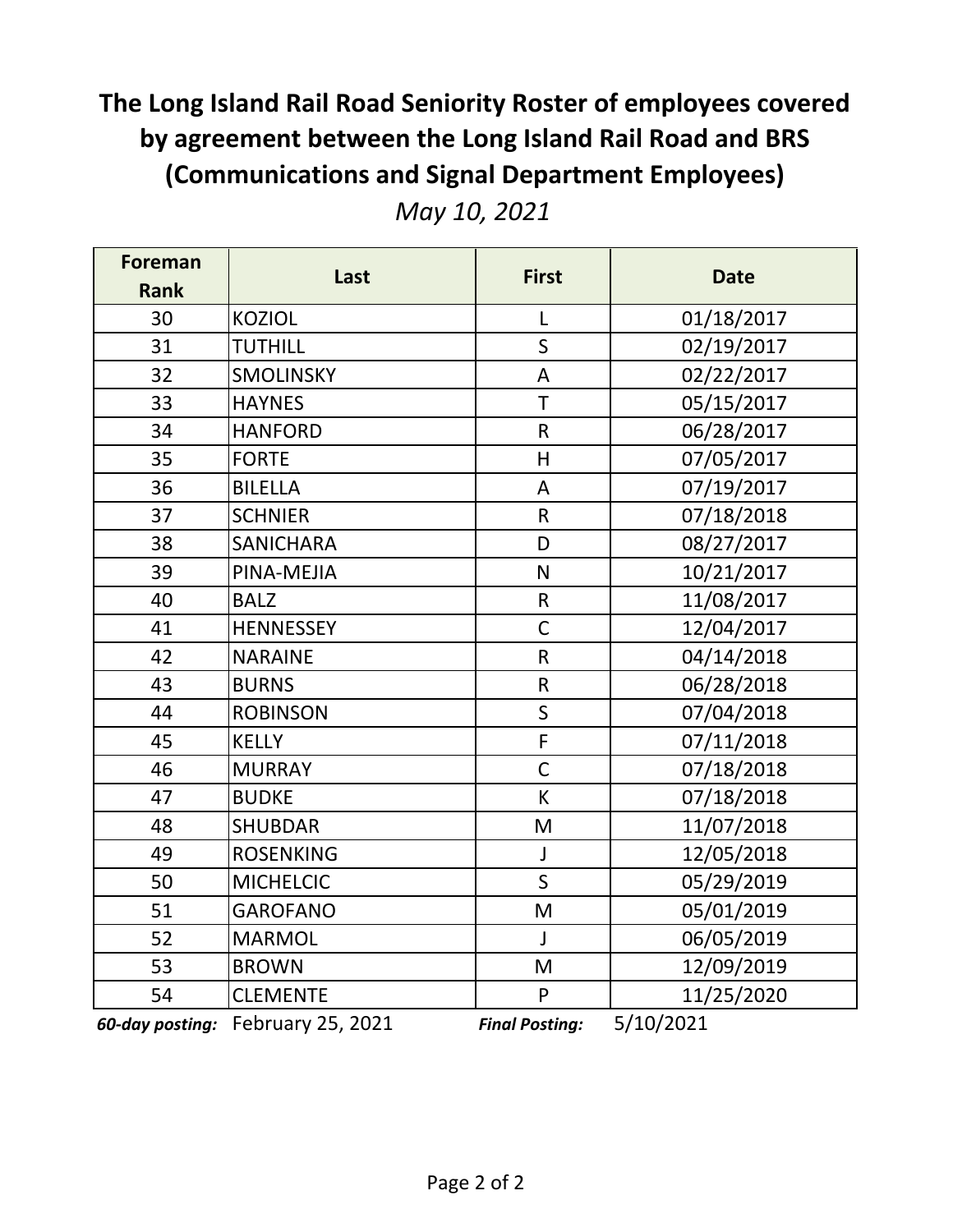# The Long Island Rail Road Seniority Roster of employees covered by agreement between the Long Island Rail Road and BRS (Communications and Signal Department Employees)

*May 10, 2021*

| Foreman Rank | Last | First | Date |
|---|---|---|---|
| 30 | KOZIOL | L | 01/18/2017 |
| 31 | TUTHILL | S | 02/19/2017 |
| 32 | SMOLINSKY | A | 02/22/2017 |
| 33 | HAYNES | T | 05/15/2017 |
| 34 | HANFORD | R | 06/28/2017 |
| 35 | FORTE | H | 07/05/2017 |
| 36 | BILELLA | A | 07/19/2017 |
| 37 | SCHNIER | R | 07/18/2018 |
| 38 | SANICHARA | D | 08/27/2017 |
| 39 | PINA-MEJIA | N | 10/21/2017 |
| 40 | BALZ | R | 11/08/2017 |
| 41 | HENNESSEY | C | 12/04/2017 |
| 42 | NARAINE | R | 04/14/2018 |
| 43 | BURNS | R | 06/28/2018 |
| 44 | ROBINSON | S | 07/04/2018 |
| 45 | KELLY | F | 07/11/2018 |
| 46 | MURRAY | C | 07/18/2018 |
| 47 | BUDKE | K | 07/18/2018 |
| 48 | SHUBDAR | M | 11/07/2018 |
| 49 | ROSENKING | J | 12/05/2018 |
| 50 | MICHELCIC | S | 05/29/2019 |
| 51 | GAROFANO | M | 05/01/2019 |
| 52 | MARMOL | J | 06/05/2019 |
| 53 | BROWN | M | 12/09/2019 |
| 54 | CLEMENTE | P | 11/25/2020 |

***60-day posting:*** February 25, 2021 ***Final Posting:*** 5/10/2021